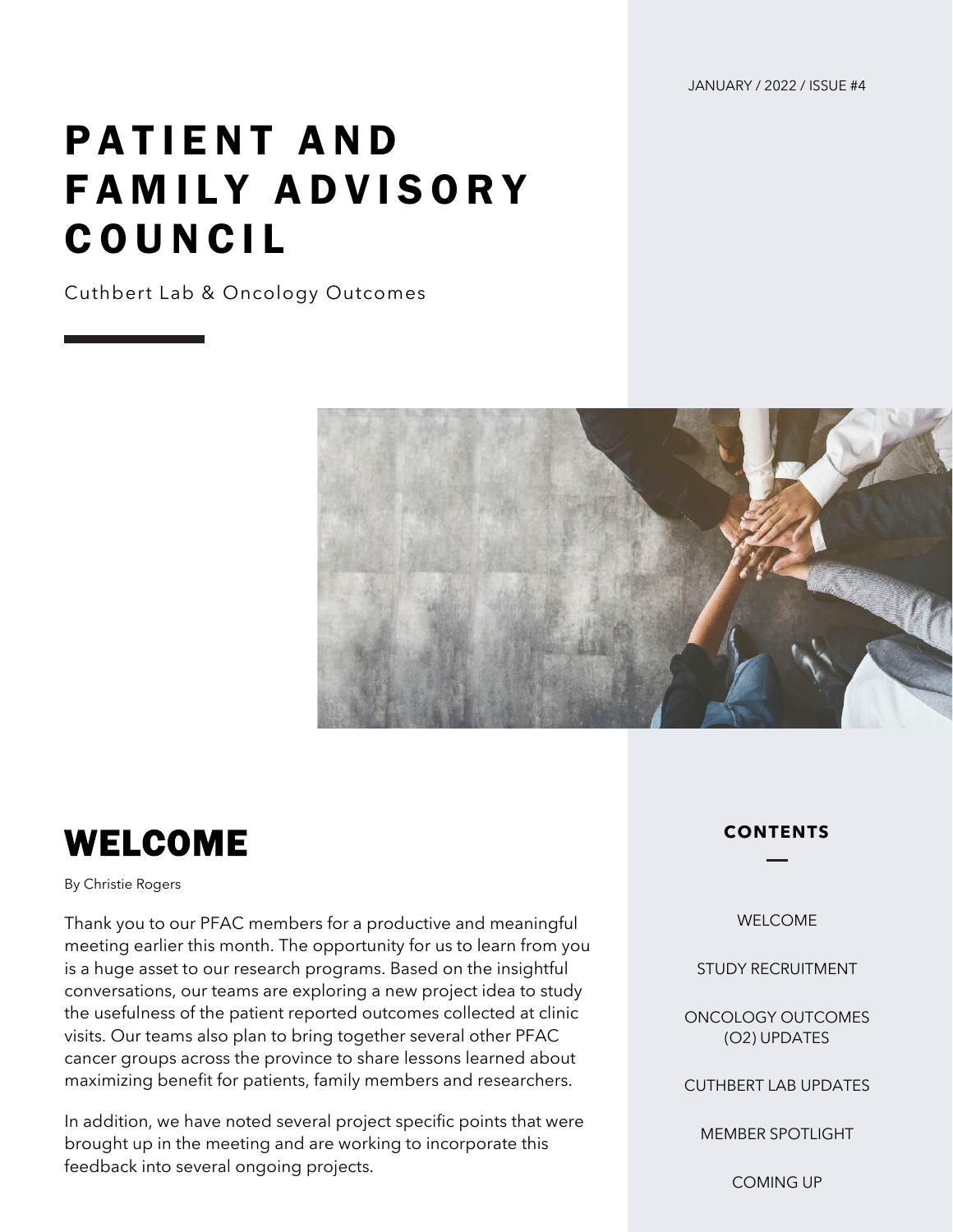JANUARY / 2022 / ISSUE #4

# PATIENT AND FAMILY ADVISORY COUNCIL

Cuthbert Lab & Oncology Outcomes

## CONTENTS

- WELCOME
- STUDY RECRUITMENT
- ONCOLOGY OUTCOMES (O2) UPDATES
- CUTHBERT LAB UPDATES
- MEMBER SPOTLIGHT
- COMING UP

## WELCOME

By Christie Rogers

Thank you to our PFAC members for a productive and meaningful meeting earlier this month. The opportunity for us to learn from you is a huge asset to our research programs. Based on the insightful conversations, our teams are exploring a new project idea to study the usefulness of the patient reported outcomes collected at clinic visits. Our teams also plan to bring together several other PFAC cancer groups across the province to share lessons learned about maximizing benefit for patients, family members and researchers.

In addition, we have noted several project specific points that were brought up in the meeting and are working to incorporate this feedback into several ongoing projects.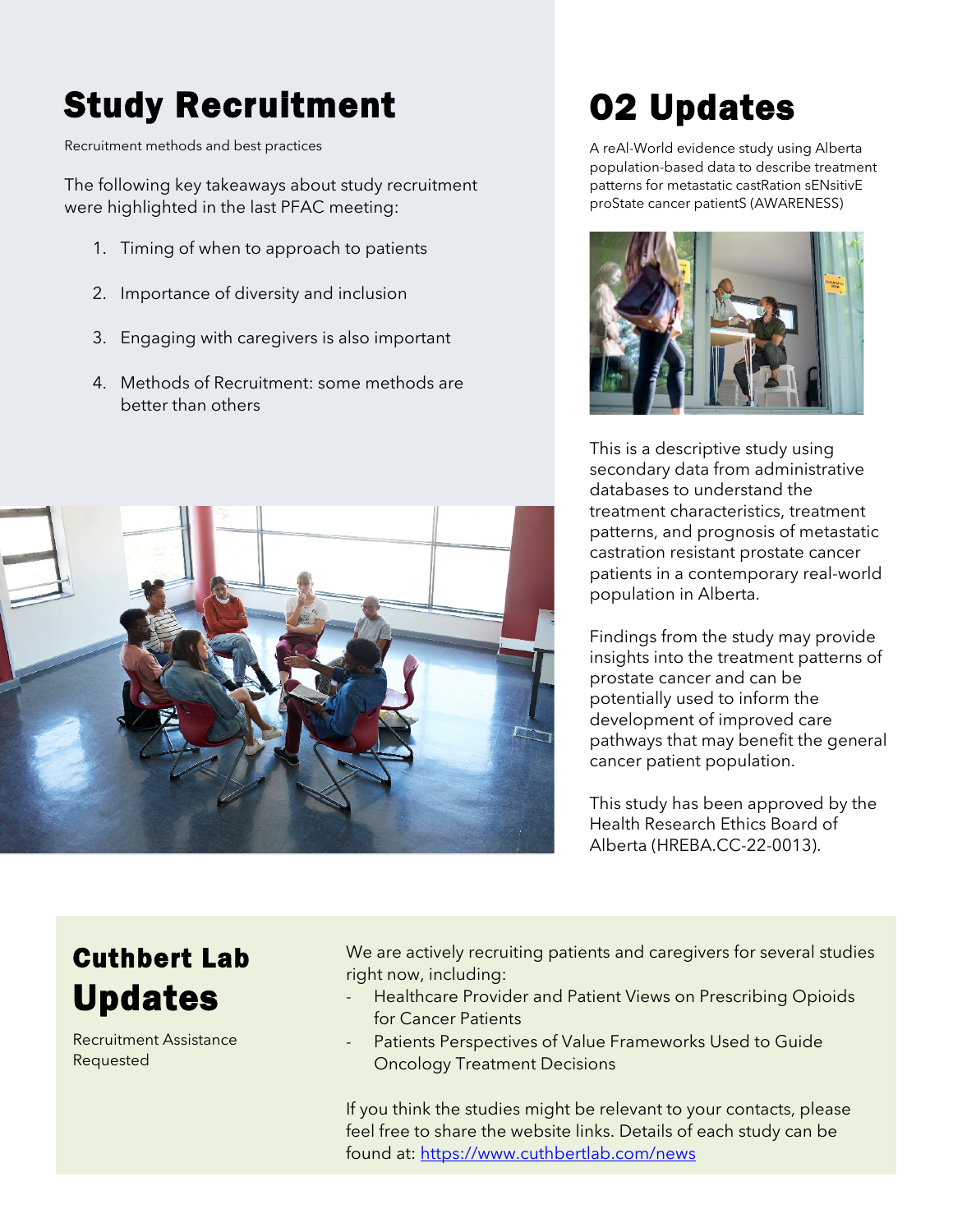# Study Recruitment

Recruitment methods and best practices

The following key takeaways about study recruitment were highlighted in the last PFAC meeting:

1. Timing of when to approach to patients
2. Importance of diversity and inclusion
3. Engaging with caregivers is also important
4. Methods of Recruitment: some methods are better than others

# 02 Updates

A reAl-World evidence study using Alberta population-based data to describe treatment patterns for metastatic castRation sENsitivE proState cancer patientS (AWARENESS)

This is a descriptive study using secondary data from administrative databases to understand the treatment characteristics, treatment patterns, and prognosis of metastatic castration resistant prostate cancer patients in a contemporary real-world population in Alberta.

Findings from the study may provide insights into the treatment patterns of prostate cancer and can be potentially used to inform the development of improved care pathways that may benefit the general cancer patient population.

This study has been approved by the Health Research Ethics Board of Alberta (HREBA.CC-22-0013).

## Cuthbert Lab Updates

Recruitment Assistance Requested

We are actively recruiting patients and caregivers for several studies right now, including:

- Healthcare Provider and Patient Views on Prescribing Opioids for Cancer Patients
- Patients Perspectives of Value Frameworks Used to Guide Oncology Treatment Decisions

If you think the studies might be relevant to your contacts, please feel free to share the website links. Details of each study can be found at: https://www.cuthbertlab.com/news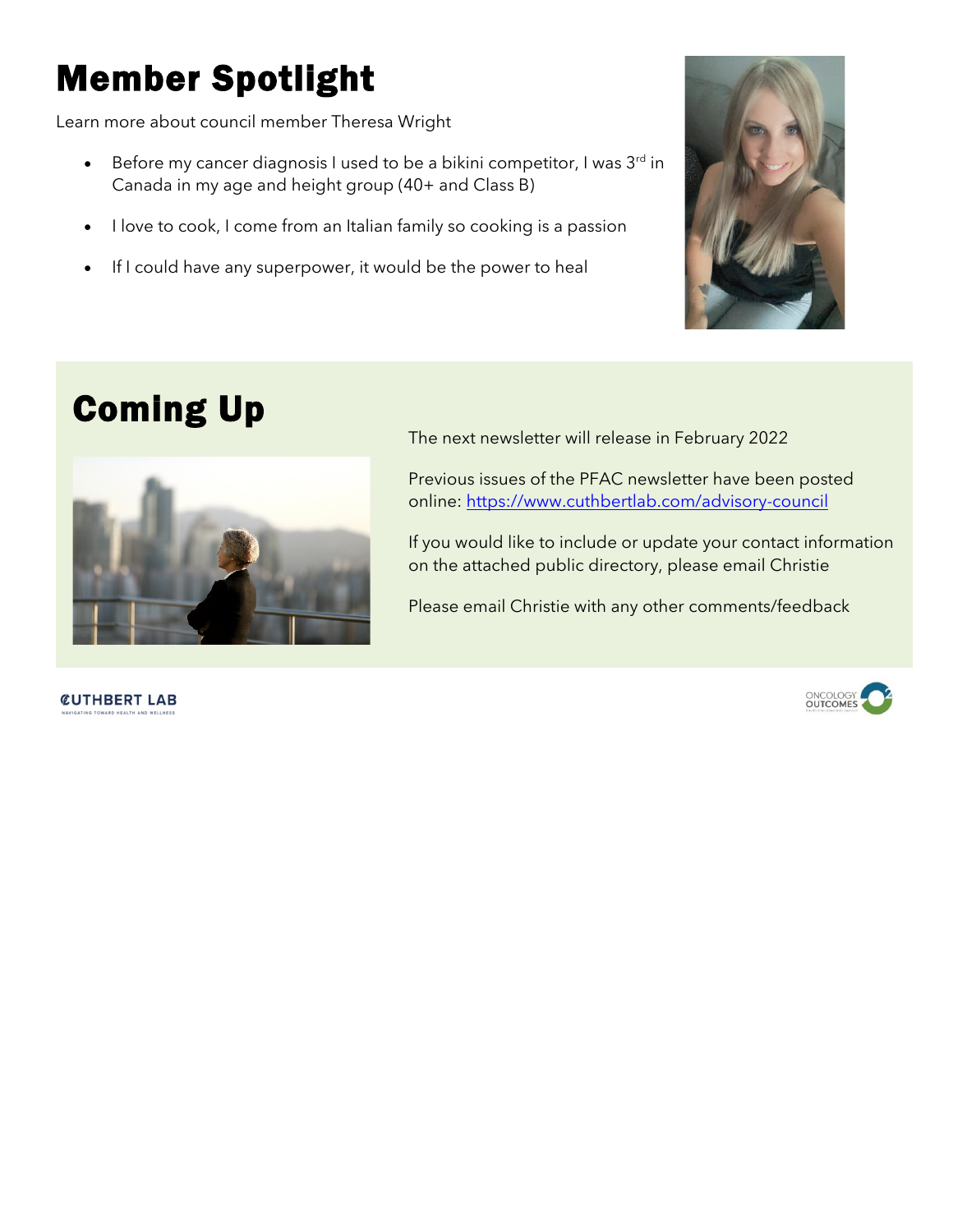# Member Spotlight

Learn more about council member Theresa Wright

- Before my cancer diagnosis I used to be a bikini competitor, I was 3rd in Canada in my age and height group (40+ and Class B)
- I love to cook, I come from an Italian family so cooking is a passion
- If I could have any superpower, it would be the power to heal

# Coming Up

The next newsletter will release in February 2022

Previous issues of the PFAC newsletter have been posted online: https://www.cuthbertlab.com/advisory-council

If you would like to include or update your contact information on the attached public directory, please email Christie

Please email Christie with any other comments/feedback